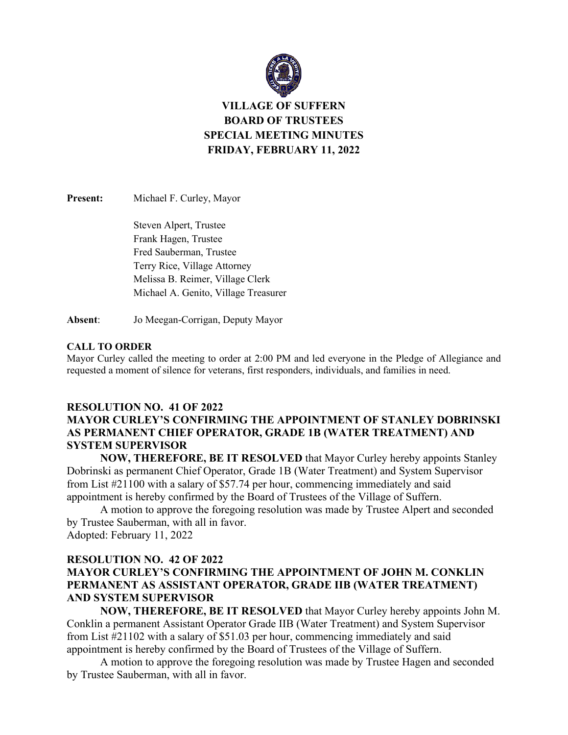# VILLAGE OF SUFFERN
# BOARD OF TRUSTEES
# SPECIAL MEETING MINUTES
# FRIDAY, FEBRUARY 11, 2022

**Present:** Michael F. Curley, Mayor

Steven Alpert, Trustee
Frank Hagen, Trustee
Fred Sauberman, Trustee
Terry Rice, Village Attorney
Melissa B. Reimer, Village Clerk
Michael A. Genito, Village Treasurer

**Absent**: Jo Meegan-Corrigan, Deputy Mayor

**CALL TO ORDER**

Mayor Curley called the meeting to order at 2:00 PM and led everyone in the Pledge of Allegiance and requested a moment of silence for veterans, first responders, individuals, and families in need.

**RESOLUTION NO. 41 OF 2022**
**MAYOR CURLEY'S CONFIRMING THE APPOINTMENT OF STANLEY DOBRINSKI AS PERMANENT CHIEF OPERATOR, GRADE 1B (WATER TREATMENT) AND SYSTEM SUPERVISOR**

**NOW, THEREFORE, BE IT RESOLVED** that Mayor Curley hereby appoints Stanley Dobrinski as permanent Chief Operator, Grade 1B (Water Treatment) and System Supervisor from List #21100 with a salary of $57.74 per hour, commencing immediately and said appointment is hereby confirmed by the Board of Trustees of the Village of Suffern.

A motion to approve the foregoing resolution was made by Trustee Alpert and seconded by Trustee Sauberman, with all in favor.
Adopted: February 11, 2022

**RESOLUTION NO. 42 OF 2022**
**MAYOR CURLEY'S CONFIRMING THE APPOINTMENT OF JOHN M. CONKLIN PERMANENT AS ASSISTANT OPERATOR, GRADE IIB (WATER TREATMENT) AND SYSTEM SUPERVISOR**

**NOW, THEREFORE, BE IT RESOLVED** that Mayor Curley hereby appoints John M. Conklin a permanent Assistant Operator Grade IIB (Water Treatment) and System Supervisor from List #21102 with a salary of $51.03 per hour, commencing immediately and said appointment is hereby confirmed by the Board of Trustees of the Village of Suffern.

A motion to approve the foregoing resolution was made by Trustee Hagen and seconded by Trustee Sauberman, with all in favor.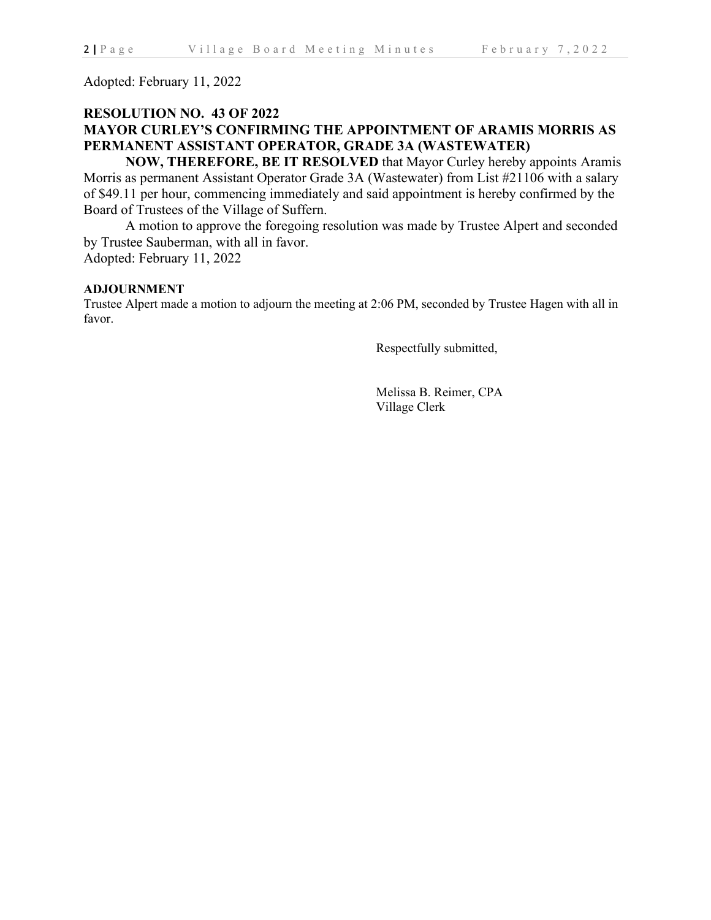Adopted: February 11, 2022

**RESOLUTION NO. 43 OF 2022**
**MAYOR CURLEY'S CONFIRMING THE APPOINTMENT OF ARAMIS MORRIS AS PERMANENT ASSISTANT OPERATOR, GRADE 3A (WASTEWATER)**

**NOW, THEREFORE, BE IT RESOLVED** that Mayor Curley hereby appoints Aramis Morris as permanent Assistant Operator Grade 3A (Wastewater) from List #21106 with a salary of $49.11 per hour, commencing immediately and said appointment is hereby confirmed by the Board of Trustees of the Village of Suffern.

A motion to approve the foregoing resolution was made by Trustee Alpert and seconded by Trustee Sauberman, with all in favor.

Adopted: February 11, 2022

**ADJOURNMENT**

Trustee Alpert made a motion to adjourn the meeting at 2:06 PM, seconded by Trustee Hagen with all in favor.

Respectfully submitted,

Melissa B. Reimer, CPA
Village Clerk